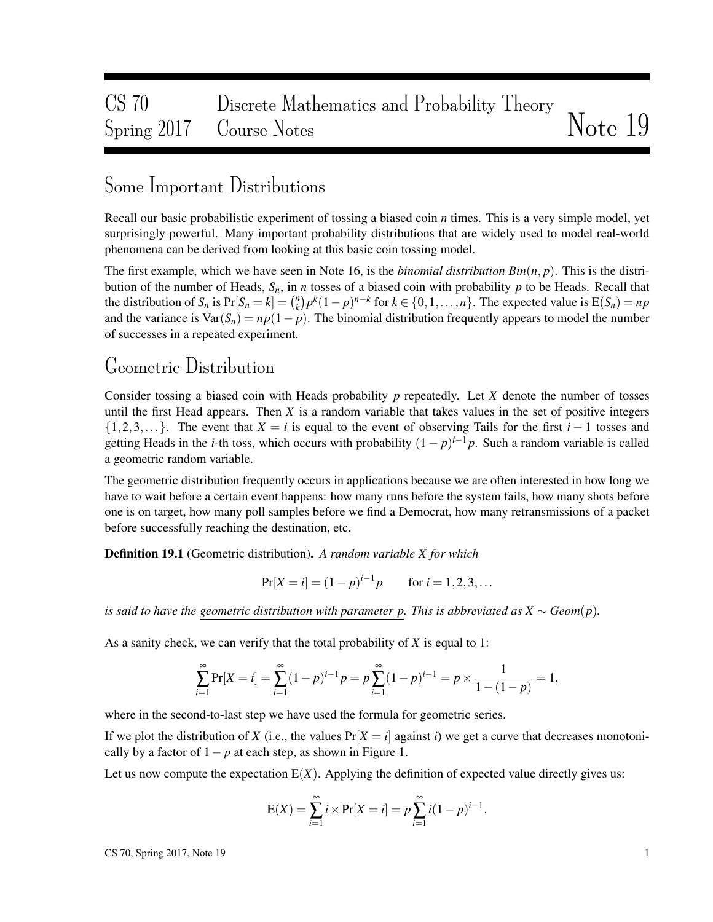# CS 70 Spring 2017 — Discrete Mathematics and Probability Theory Course Notes — Note 19

## Some Important Distributions

Recall our basic probabilistic experiment of tossing a biased coin $n$ times. This is a very simple model, yet surprisingly powerful. Many important probability distributions that are widely used to model real-world phenomena can be derived from looking at this basic coin tossing model.

The first example, which we have seen in Note 16, is the *binomial distribution* $Bin(n,p)$. This is the distribution of the number of Heads, $S_n$, in $n$ tosses of a biased coin with probability $p$ to be Heads. Recall that the distribution of $S_n$ is $\Pr[S_n = k] = \binom{n}{k} p^k (1-p)^{n-k}$ for $k \in \{0,1,\dots,n\}$. The expected value is $\mathrm{E}(S_n) = np$ and the variance is $\mathrm{Var}(S_n) = np(1-p)$. The binomial distribution frequently appears to model the number of successes in a repeated experiment.

## Geometric Distribution

Consider tossing a biased coin with Heads probability $p$ repeatedly. Let $X$ denote the number of tosses until the first Head appears. Then $X$ is a random variable that takes values in the set of positive integers $\{1,2,3,\dots\}$. The event that $X = i$ is equal to the event of observing Tails for the first $i-1$ tosses and getting Heads in the $i$-th toss, which occurs with probability $(1-p)^{i-1}p$. Such a random variable is called a geometric random variable.

The geometric distribution frequently occurs in applications because we are often interested in how long we have to wait before a certain event happens: how many runs before the system fails, how many shots before one is on target, how many poll samples before we find a Democrat, how many retransmissions of a packet before successfully reaching the destination, etc.

**Definition 19.1** (Geometric distribution)**.** *A random variable X for which*

$$\Pr[X = i] = (1-p)^{i-1}p \qquad \text{for } i = 1,2,3,\dots$$

*is said to have the geometric distribution with parameter p. This is abbreviated as $X \sim Geom(p)$.*

As a sanity check, we can verify that the total probability of $X$ is equal to 1:

$$\sum_{i=1}^{\infty} \Pr[X = i] = \sum_{i=1}^{\infty} (1-p)^{i-1} p = p \sum_{i=1}^{\infty} (1-p)^{i-1} = p \times \frac{1}{1-(1-p)} = 1,$$

where in the second-to-last step we have used the formula for geometric series.

If we plot the distribution of $X$ (i.e., the values $\Pr[X = i]$ against $i$) we get a curve that decreases monotonically by a factor of $1-p$ at each step, as shown in Figure 1.

Let us now compute the expectation $\mathrm{E}(X)$. Applying the definition of expected value directly gives us:

$$\mathrm{E}(X) = \sum_{i=1}^{\infty} i \times \Pr[X = i] = p \sum_{i=1}^{\infty} i(1-p)^{i-1}.$$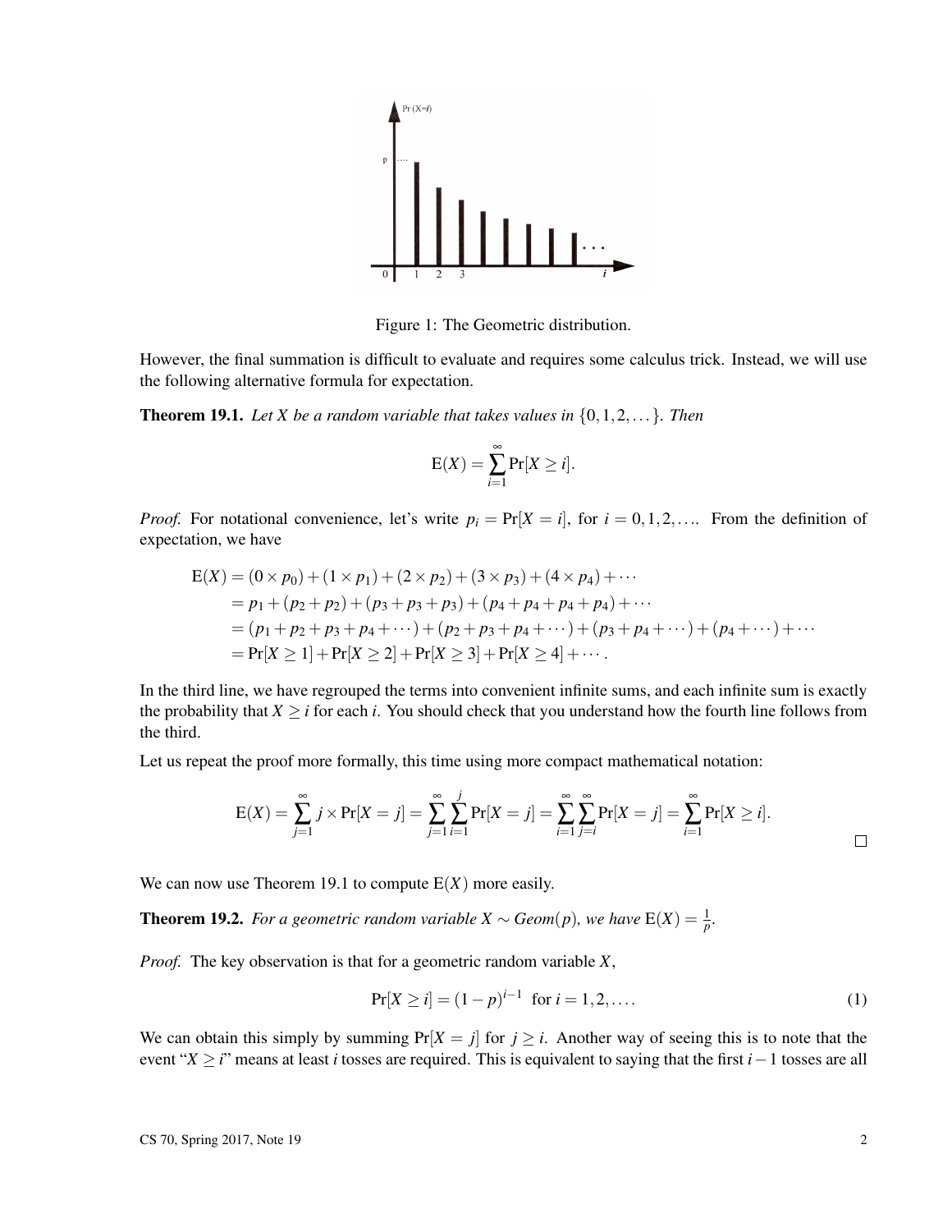Figure 1: The Geometric distribution.

However, the final summation is difficult to evaluate and requires some calculus trick. Instead, we will use the following alternative formula for expectation.

**Theorem 19.1.** *Let $X$ be a random variable that takes values in $\{0,1,2,\dots\}$. Then*

$$\mathrm{E}(X) = \sum_{i=1}^{\infty} \Pr[X \geq i].$$

*Proof.* For notational convenience, let's write $p_i = \Pr[X = i]$, for $i = 0,1,2,\dots$. From the definition of expectation, we have

$$\begin{aligned}
\mathrm{E}(X) &= (0 \times p_0) + (1 \times p_1) + (2 \times p_2) + (3 \times p_3) + (4 \times p_4) + \cdots \\
&= p_1 + (p_2 + p_2) + (p_3 + p_3 + p_3) + (p_4 + p_4 + p_4 + p_4) + \cdots \\
&= (p_1 + p_2 + p_3 + p_4 + \cdots) + (p_2 + p_3 + p_4 + \cdots) + (p_3 + p_4 + \cdots) + (p_4 + \cdots) + \cdots \\
&= \Pr[X \geq 1] + \Pr[X \geq 2] + \Pr[X \geq 3] + \Pr[X \geq 4] + \cdots.
\end{aligned}$$

In the third line, we have regrouped the terms into convenient infinite sums, and each infinite sum is exactly the probability that $X \geq i$ for each $i$. You should check that you understand how the fourth line follows from the third.

Let us repeat the proof more formally, this time using more compact mathematical notation:

$$\mathrm{E}(X) = \sum_{j=1}^{\infty} j \times \Pr[X = j] = \sum_{j=1}^{\infty} \sum_{i=1}^{j} \Pr[X = j] = \sum_{i=1}^{\infty} \sum_{j=i}^{\infty} \Pr[X = j] = \sum_{i=1}^{\infty} \Pr[X \geq i].$$

□

We can now use Theorem 19.1 to compute $\mathrm{E}(X)$ more easily.

**Theorem 19.2.** *For a geometric random variable $X \sim Geom(p)$, we have $\mathrm{E}(X) = \frac{1}{p}$.*

*Proof.* The key observation is that for a geometric random variable $X$,

$$\Pr[X \geq i] = (1-p)^{i-1} \ \text{ for } i = 1,2,\dots. \tag{1}$$

We can obtain this simply by summing $\Pr[X = j]$ for $j \geq i$. Another way of seeing this is to note that the event "$X \geq i$" means at least $i$ tosses are required. This is equivalent to saying that the first $i-1$ tosses are all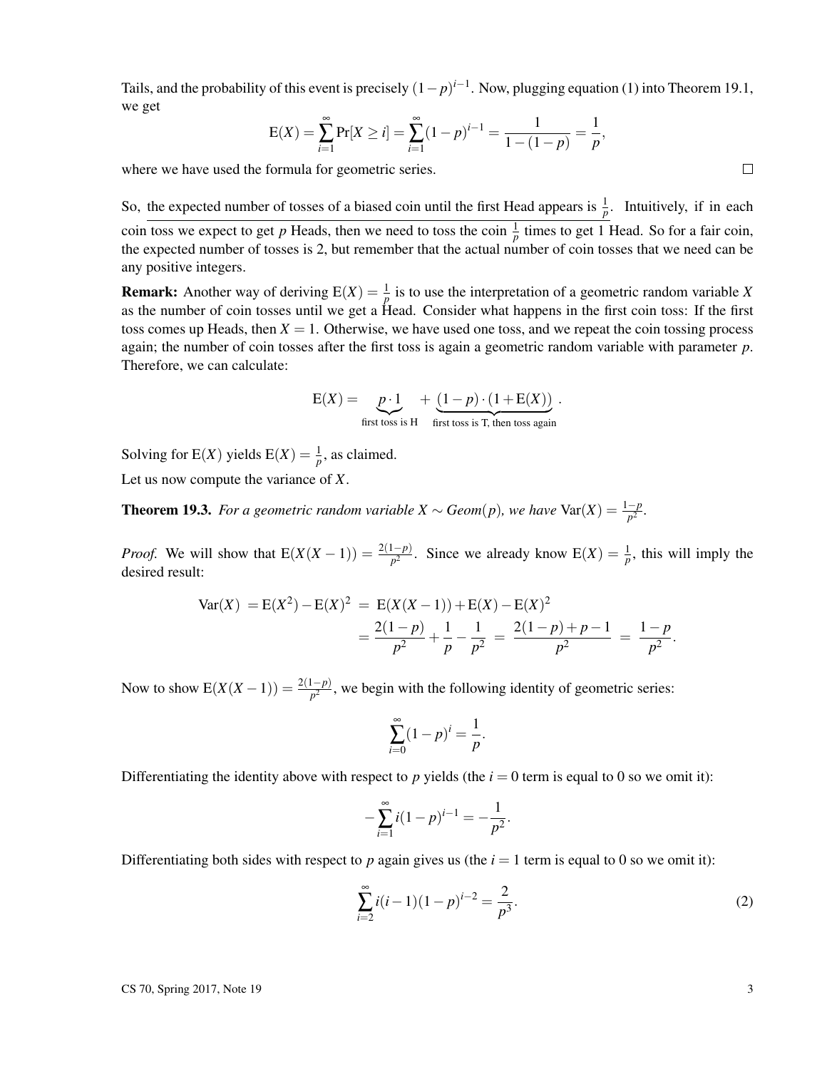Tails, and the probability of this event is precisely $(1-p)^{i-1}$. Now, plugging equation (1) into Theorem 19.1, we get

$$\mathrm{E}(X) = \sum_{i=1}^{\infty} \Pr[X \geq i] = \sum_{i=1}^{\infty} (1-p)^{i-1} = \frac{1}{1-(1-p)} = \frac{1}{p},$$

where we have used the formula for geometric series. $\square$

So, the expected number of tosses of a biased coin until the first Head appears is $\frac{1}{p}$. Intuitively, if in each coin toss we expect to get $p$ Heads, then we need to toss the coin $\frac{1}{p}$ times to get 1 Head. So for a fair coin, the expected number of tosses is 2, but remember that the actual number of coin tosses that we need can be any positive integers.

**Remark:** Another way of deriving $\mathrm{E}(X) = \frac{1}{p}$ is to use the interpretation of a geometric random variable $X$ as the number of coin tosses until we get a Head. Consider what happens in the first coin toss: If the first toss comes up Heads, then $X = 1$. Otherwise, we have used one toss, and we repeat the coin tossing process again; the number of coin tosses after the first toss is again a geometric random variable with parameter $p$. Therefore, we can calculate:

$$\mathrm{E}(X) = \underbrace{p \cdot 1}_{\text{first toss is H}} + \underbrace{(1-p) \cdot (1 + \mathrm{E}(X))}_{\text{first toss is T, then toss again}}.$$

Solving for $\mathrm{E}(X)$ yields $\mathrm{E}(X) = \frac{1}{p}$, as claimed.

Let us now compute the variance of $X$.

**Theorem 19.3.** *For a geometric random variable $X \sim Geom(p)$, we have $\mathrm{Var}(X) = \frac{1-p}{p^2}$.*

*Proof.* We will show that $\mathrm{E}(X(X-1)) = \frac{2(1-p)}{p^2}$. Since we already know $\mathrm{E}(X) = \frac{1}{p}$, this will imply the desired result:

$$\begin{aligned}
\mathrm{Var}(X) &= \mathrm{E}(X^2) - \mathrm{E}(X)^2 = \mathrm{E}(X(X-1)) + \mathrm{E}(X) - \mathrm{E}(X)^2 \\
&= \frac{2(1-p)}{p^2} + \frac{1}{p} - \frac{1}{p^2} = \frac{2(1-p) + p - 1}{p^2} = \frac{1-p}{p^2}.
\end{aligned}$$

Now to show $\mathrm{E}(X(X-1)) = \frac{2(1-p)}{p^2}$, we begin with the following identity of geometric series:

$$\sum_{i=0}^{\infty} (1-p)^i = \frac{1}{p}.$$

Differentiating the identity above with respect to $p$ yields (the $i = 0$ term is equal to 0 so we omit it):

$$-\sum_{i=1}^{\infty} i(1-p)^{i-1} = -\frac{1}{p^2}.$$

Differentiating both sides with respect to $p$ again gives us (the $i = 1$ term is equal to 0 so we omit it):

$$\sum_{i=2}^{\infty} i(i-1)(1-p)^{i-2} = \frac{2}{p^3}. \tag{2}$$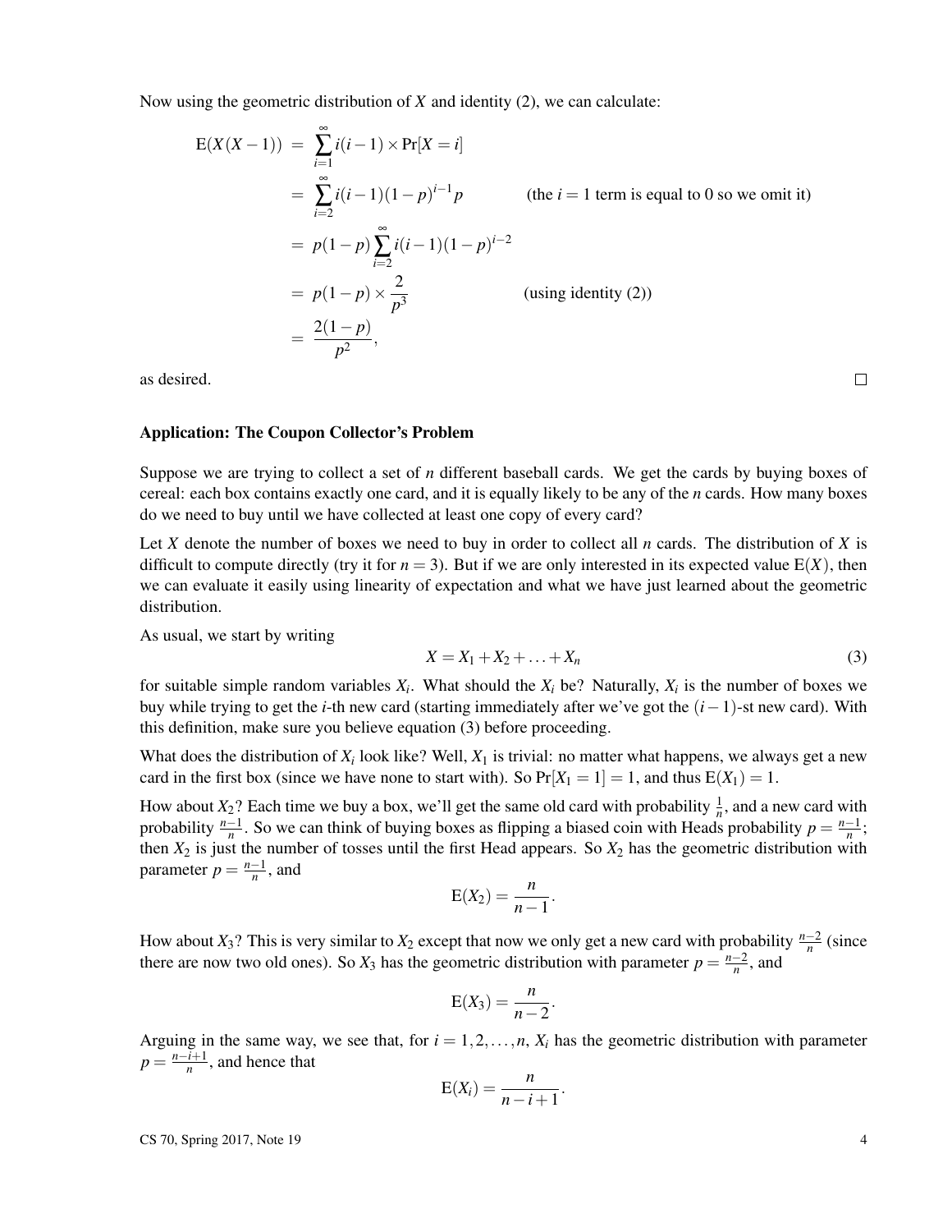Now using the geometric distribution of $X$ and identity (2), we can calculate:

$$
\begin{aligned}
\mathrm{E}(X(X-1)) &= \sum_{i=1}^{\infty} i(i-1) \times \Pr[X=i] \\
&= \sum_{i=2}^{\infty} i(i-1)(1-p)^{i-1} p \qquad \text{(the } i=1 \text{ term is equal to 0 so we omit it)} \\
&= p(1-p) \sum_{i=2}^{\infty} i(i-1)(1-p)^{i-2} \\
&= p(1-p) \times \frac{2}{p^3} \qquad \text{(using identity (2))} \\
&= \frac{2(1-p)}{p^2},
\end{aligned}
$$

as desired. □

### Application: The Coupon Collector's Problem

Suppose we are trying to collect a set of $n$ different baseball cards. We get the cards by buying boxes of cereal: each box contains exactly one card, and it is equally likely to be any of the $n$ cards. How many boxes do we need to buy until we have collected at least one copy of every card?

Let $X$ denote the number of boxes we need to buy in order to collect all $n$ cards. The distribution of $X$ is difficult to compute directly (try it for $n = 3$). But if we are only interested in its expected value $\mathrm{E}(X)$, then we can evaluate it easily using linearity of expectation and what we have just learned about the geometric distribution.

As usual, we start by writing

$$X = X_1 + X_2 + \ldots + X_n \tag{3}$$

for suitable simple random variables $X_i$. What should the $X_i$ be? Naturally, $X_i$ is the number of boxes we buy while trying to get the $i$-th new card (starting immediately after we've got the $(i-1)$-st new card). With this definition, make sure you believe equation (3) before proceeding.

What does the distribution of $X_i$ look like? Well, $X_1$ is trivial: no matter what happens, we always get a new card in the first box (since we have none to start with). So $\Pr[X_1 = 1] = 1$, and thus $\mathrm{E}(X_1) = 1$.

How about $X_2$? Each time we buy a box, we'll get the same old card with probability $\frac{1}{n}$, and a new card with probability $\frac{n-1}{n}$. So we can think of buying boxes as flipping a biased coin with Heads probability $p = \frac{n-1}{n}$; then $X_2$ is just the number of tosses until the first Head appears. So $X_2$ has the geometric distribution with parameter $p = \frac{n-1}{n}$, and

$$\mathrm{E}(X_2) = \frac{n}{n-1}.$$

How about $X_3$? This is very similar to $X_2$ except that now we only get a new card with probability $\frac{n-2}{n}$ (since there are now two old ones). So $X_3$ has the geometric distribution with parameter $p = \frac{n-2}{n}$, and

$$\mathrm{E}(X_3) = \frac{n}{n-2}.$$

Arguing in the same way, we see that, for $i = 1, 2, \ldots, n$, $X_i$ has the geometric distribution with parameter $p = \frac{n-i+1}{n}$, and hence that

$$\mathrm{E}(X_i) = \frac{n}{n-i+1}.$$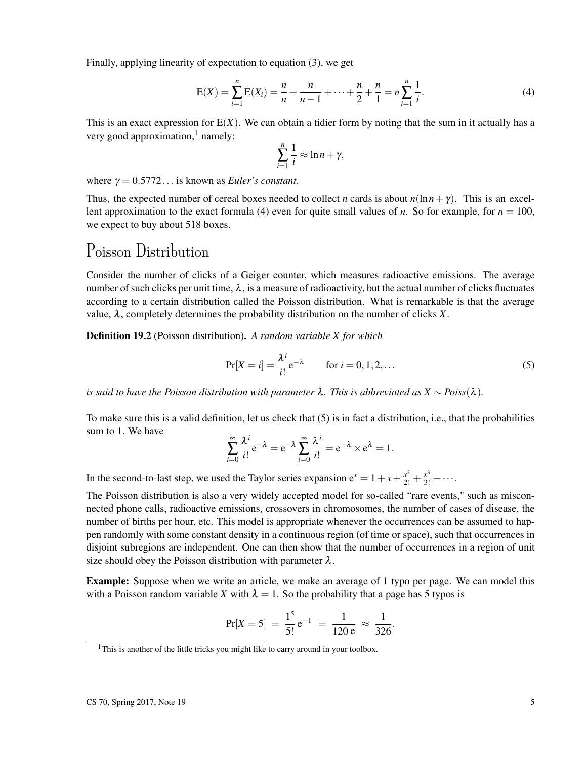Finally, applying linearity of expectation to equation (3), we get

$$\mathrm{E}(X) = \sum_{i=1}^{n} \mathrm{E}(X_i) = \frac{n}{n} + \frac{n}{n-1} + \cdots + \frac{n}{2} + \frac{n}{1} = n \sum_{i=1}^{n} \frac{1}{i}. \tag{4}$$

This is an exact expression for $\mathrm{E}(X)$. We can obtain a tidier form by noting that the sum in it actually has a very good approximation,[1] namely:

$$\sum_{i=1}^{n} \frac{1}{i} \approx \ln n + \gamma,$$

where $\gamma = 0.5772\ldots$ is known as *Euler's constant*.

Thus, the expected number of cereal boxes needed to collect $n$ cards is about $n(\ln n + \gamma)$. This is an excellent approximation to the exact formula (4) even for quite small values of $n$. So for example, for $n = 100$, we expect to buy about 518 boxes.

# Poisson Distribution

Consider the number of clicks of a Geiger counter, which measures radioactive emissions. The average number of such clicks per unit time, $\lambda$, is a measure of radioactivity, but the actual number of clicks fluctuates according to a certain distribution called the Poisson distribution. What is remarkable is that the average value, $\lambda$, completely determines the probability distribution on the number of clicks $X$.

**Definition 19.2** (Poisson distribution). *A random variable $X$ for which*

$$\Pr[X = i] = \frac{\lambda^i}{i!} \mathrm{e}^{-\lambda} \qquad \text{for } i = 0, 1, 2, \ldots \tag{5}$$

*is said to have the Poisson distribution with parameter $\lambda$. This is abbreviated as $X \sim Poiss(\lambda)$.*

To make sure this is a valid definition, let us check that (5) is in fact a distribution, i.e., that the probabilities sum to 1. We have

$$\sum_{i=0}^{\infty} \frac{\lambda^i}{i!} \mathrm{e}^{-\lambda} = \mathrm{e}^{-\lambda} \sum_{i=0}^{\infty} \frac{\lambda^i}{i!} = \mathrm{e}^{-\lambda} \times \mathrm{e}^{\lambda} = 1.$$

In the second-to-last step, we used the Taylor series expansion $\mathrm{e}^x = 1 + x + \frac{x^2}{2!} + \frac{x^3}{3!} + \cdots$.

The Poisson distribution is also a very widely accepted model for so-called "rare events," such as misconnected phone calls, radioactive emissions, crossovers in chromosomes, the number of cases of disease, the number of births per hour, etc. This model is appropriate whenever the occurrences can be assumed to happen randomly with some constant density in a continuous region (of time or space), such that occurrences in disjoint subregions are independent. One can then show that the number of occurrences in a region of unit size should obey the Poisson distribution with parameter $\lambda$.

**Example:** Suppose when we write an article, we make an average of 1 typo per page. We can model this with a Poisson random variable $X$ with $\lambda = 1$. So the probability that a page has 5 typos is

$$\Pr[X = 5] \;=\; \frac{1^5}{5!} \mathrm{e}^{-1} \;=\; \frac{1}{120\,\mathrm{e}} \;\approx\; \frac{1}{326}.$$

[1] This is another of the little tricks you might like to carry around in your toolbox.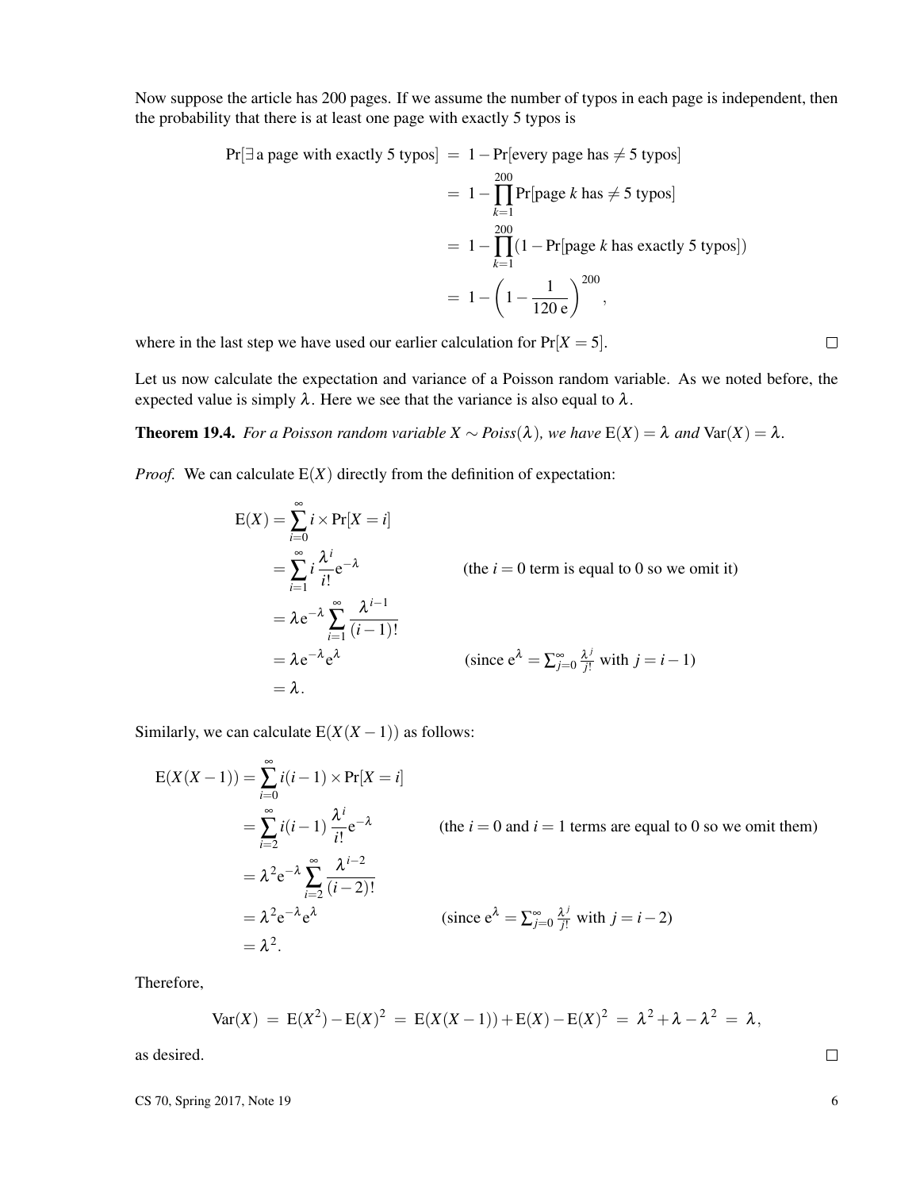Now suppose the article has 200 pages. If we assume the number of typos in each page is independent, then the probability that there is at least one page with exactly 5 typos is

$$
\begin{aligned}
\Pr[\exists \text{ a page with exactly 5 typos}] &= 1 - \Pr[\text{every page has} \neq 5 \text{ typos}] \\
&= 1 - \prod_{k=1}^{200} \Pr[\text{page } k \text{ has} \neq 5 \text{ typos}] \\
&= 1 - \prod_{k=1}^{200} (1 - \Pr[\text{page } k \text{ has exactly 5 typos}]) \\
&= 1 - \left(1 - \frac{1}{120\,\mathrm{e}}\right)^{200},
\end{aligned}
$$

where in the last step we have used our earlier calculation for $\Pr[X = 5]$. □

Let us now calculate the expectation and variance of a Poisson random variable. As we noted before, the expected value is simply $\lambda$. Here we see that the variance is also equal to $\lambda$.

**Theorem 19.4.** *For a Poisson random variable $X \sim Poiss(\lambda)$, we have $\mathrm{E}(X) = \lambda$ and $\mathrm{Var}(X) = \lambda$.*

*Proof.* We can calculate $\mathrm{E}(X)$ directly from the definition of expectation:

$$
\begin{aligned}
\mathrm{E}(X) &= \sum_{i=0}^{\infty} i \times \Pr[X = i] \\
&= \sum_{i=1}^{\infty} i \, \frac{\lambda^i}{i!} \mathrm{e}^{-\lambda} && \text{(the } i = 0 \text{ term is equal to 0 so we omit it)} \\
&= \lambda \mathrm{e}^{-\lambda} \sum_{i=1}^{\infty} \frac{\lambda^{i-1}}{(i-1)!} \\
&= \lambda \mathrm{e}^{-\lambda} \mathrm{e}^{\lambda} && \left(\text{since } \mathrm{e}^{\lambda} = \textstyle\sum_{j=0}^{\infty} \frac{\lambda^j}{j!} \text{ with } j = i-1\right) \\
&= \lambda.
\end{aligned}
$$

Similarly, we can calculate $\mathrm{E}(X(X-1))$ as follows:

$$
\begin{aligned}
\mathrm{E}(X(X-1)) &= \sum_{i=0}^{\infty} i(i-1) \times \Pr[X = i] \\
&= \sum_{i=2}^{\infty} i(i-1) \, \frac{\lambda^i}{i!} \mathrm{e}^{-\lambda} && \text{(the } i = 0 \text{ and } i = 1 \text{ terms are equal to 0 so we omit them)} \\
&= \lambda^2 \mathrm{e}^{-\lambda} \sum_{i=2}^{\infty} \frac{\lambda^{i-2}}{(i-2)!} \\
&= \lambda^2 \mathrm{e}^{-\lambda} \mathrm{e}^{\lambda} && \left(\text{since } \mathrm{e}^{\lambda} = \textstyle\sum_{j=0}^{\infty} \frac{\lambda^j}{j!} \text{ with } j = i-2\right) \\
&= \lambda^2.
\end{aligned}
$$

Therefore,

$$
\mathrm{Var}(X) \;=\; \mathrm{E}(X^2) - \mathrm{E}(X)^2 \;=\; \mathrm{E}(X(X-1)) + \mathrm{E}(X) - \mathrm{E}(X)^2 \;=\; \lambda^2 + \lambda - \lambda^2 \;=\; \lambda,
$$

as desired. □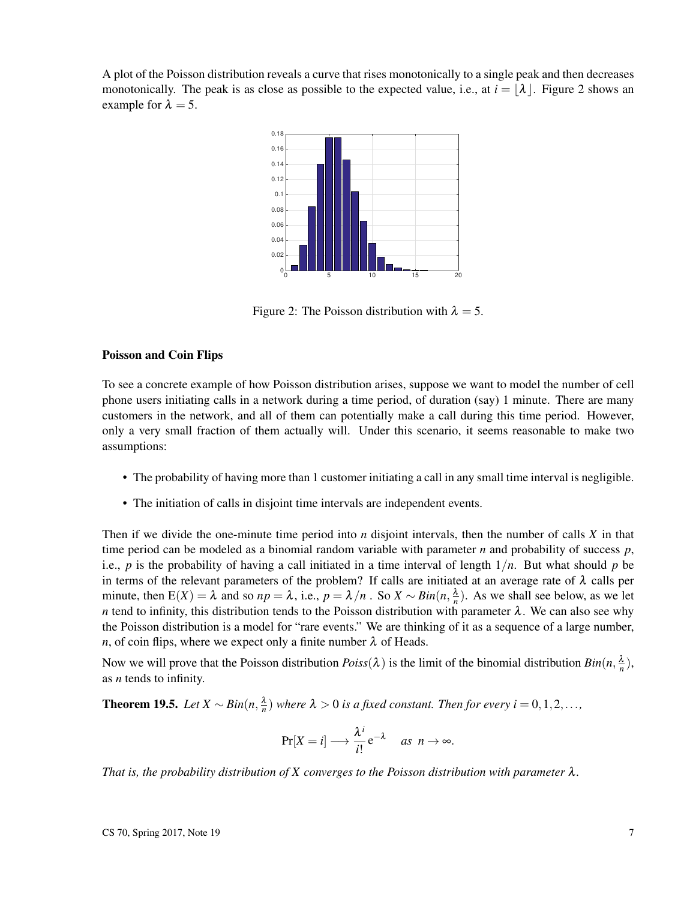A plot of the Poisson distribution reveals a curve that rises monotonically to a single peak and then decreases monotonically. The peak is as close as possible to the expected value, i.e., at $i = \lfloor \lambda \rfloor$. Figure 2 shows an example for $\lambda = 5$.

Figure 2: The Poisson distribution with $\lambda = 5$.

**Poisson and Coin Flips**

To see a concrete example of how Poisson distribution arises, suppose we want to model the number of cell phone users initiating calls in a network during a time period, of duration (say) 1 minute. There are many customers in the network, and all of them can potentially make a call during this time period. However, only a very small fraction of them actually will. Under this scenario, it seems reasonable to make two assumptions:

- The probability of having more than 1 customer initiating a call in any small time interval is negligible.
- The initiation of calls in disjoint time intervals are independent events.

Then if we divide the one-minute time period into $n$ disjoint intervals, then the number of calls $X$ in that time period can be modeled as a binomial random variable with parameter $n$ and probability of success $p$, i.e., $p$ is the probability of having a call initiated in a time interval of length $1/n$. But what should $p$ be in terms of the relevant parameters of the problem? If calls are initiated at an average rate of $\lambda$ calls per minute, then $\mathrm{E}(X) = \lambda$ and so $np = \lambda$, i.e., $p = \lambda/n$ . So $X \sim Bin(n, \frac{\lambda}{n})$. As we shall see below, as we let $n$ tend to infinity, this distribution tends to the Poisson distribution with parameter $\lambda$. We can also see why the Poisson distribution is a model for "rare events." We are thinking of it as a sequence of a large number, $n$, of coin flips, where we expect only a finite number $\lambda$ of Heads.

Now we will prove that the Poisson distribution $Poiss(\lambda)$ is the limit of the binomial distribution $Bin(n, \frac{\lambda}{n})$, as $n$ tends to infinity.

**Theorem 19.5.** *Let $X \sim Bin(n, \frac{\lambda}{n})$ where $\lambda > 0$ is a fixed constant. Then for every $i = 0, 1, 2, \ldots,$*

$$\Pr[X = i] \longrightarrow \frac{\lambda^i}{i!} e^{-\lambda} \quad \textit{as} \;\; n \to \infty.$$

*That is, the probability distribution of $X$ converges to the Poisson distribution with parameter $\lambda$.*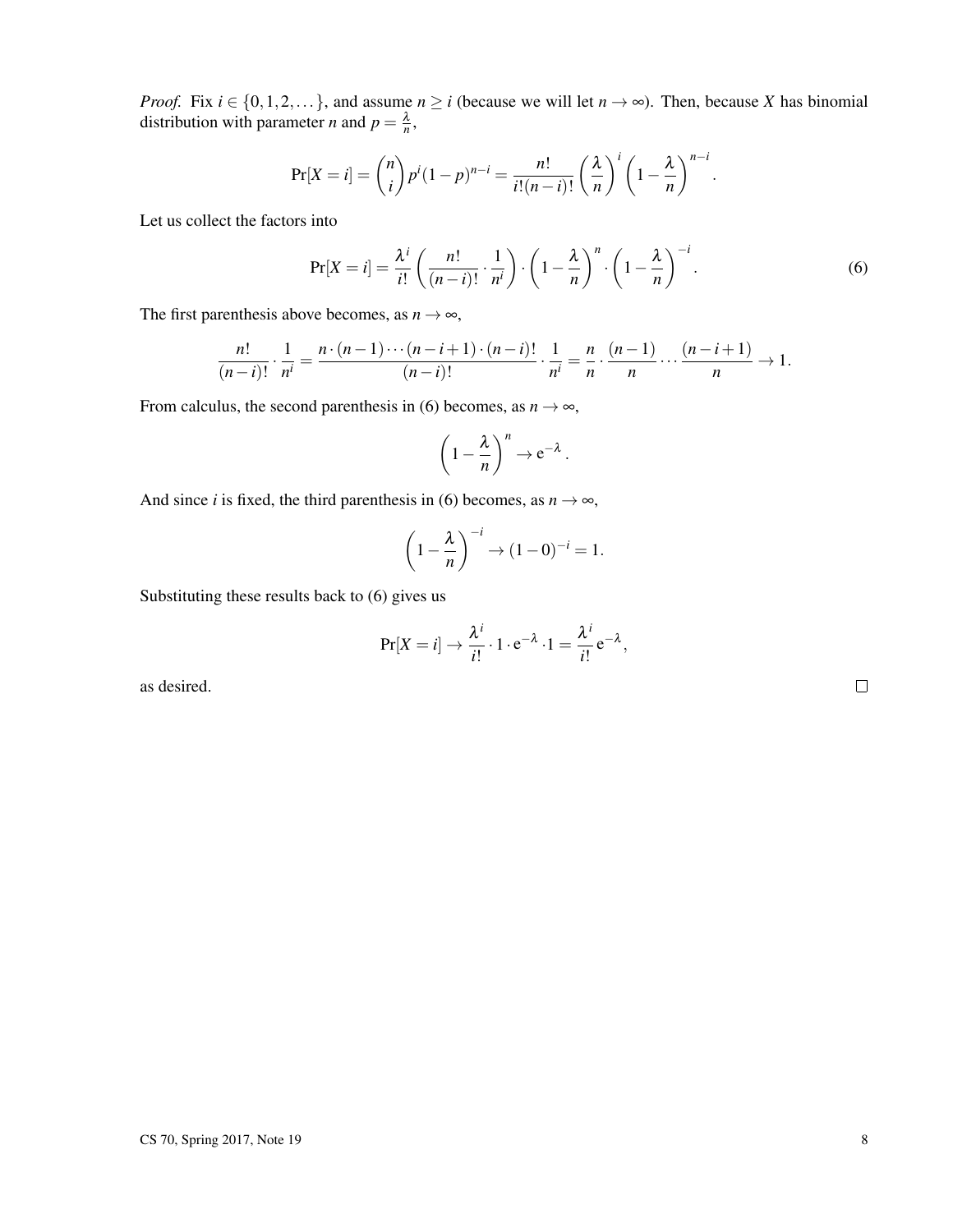*Proof.* Fix $i \in \{0, 1, 2, \dots\}$, and assume $n \geq i$ (because we will let $n \to \infty$). Then, because $X$ has binomial distribution with parameter $n$ and $p = \frac{\lambda}{n}$,

$$\Pr[X = i] = \binom{n}{i} p^i (1-p)^{n-i} = \frac{n!}{i!(n-i)!} \left(\frac{\lambda}{n}\right)^i \left(1 - \frac{\lambda}{n}\right)^{n-i}.$$

Let us collect the factors into

$$\Pr[X = i] = \frac{\lambda^i}{i!} \left(\frac{n!}{(n-i)!} \cdot \frac{1}{n^i}\right) \cdot \left(1 - \frac{\lambda}{n}\right)^n \cdot \left(1 - \frac{\lambda}{n}\right)^{-i}. \tag{6}$$

The first parenthesis above becomes, as $n \to \infty$,

$$\frac{n!}{(n-i)!} \cdot \frac{1}{n^i} = \frac{n \cdot (n-1) \cdots (n-i+1) \cdot (n-i)!}{(n-i)!} \cdot \frac{1}{n^i} = \frac{n}{n} \cdot \frac{(n-1)}{n} \cdots \frac{(n-i+1)}{n} \to 1.$$

From calculus, the second parenthesis in (6) becomes, as $n \to \infty$,

$$\left(1 - \frac{\lambda}{n}\right)^n \to \mathrm{e}^{-\lambda}.$$

And since $i$ is fixed, the third parenthesis in (6) becomes, as $n \to \infty$,

$$\left(1 - \frac{\lambda}{n}\right)^{-i} \to (1-0)^{-i} = 1.$$

Substituting these results back to (6) gives us

$$\Pr[X = i] \to \frac{\lambda^i}{i!} \cdot 1 \cdot \mathrm{e}^{-\lambda} \cdot 1 = \frac{\lambda^i}{i!} \mathrm{e}^{-\lambda},$$

as desired. □